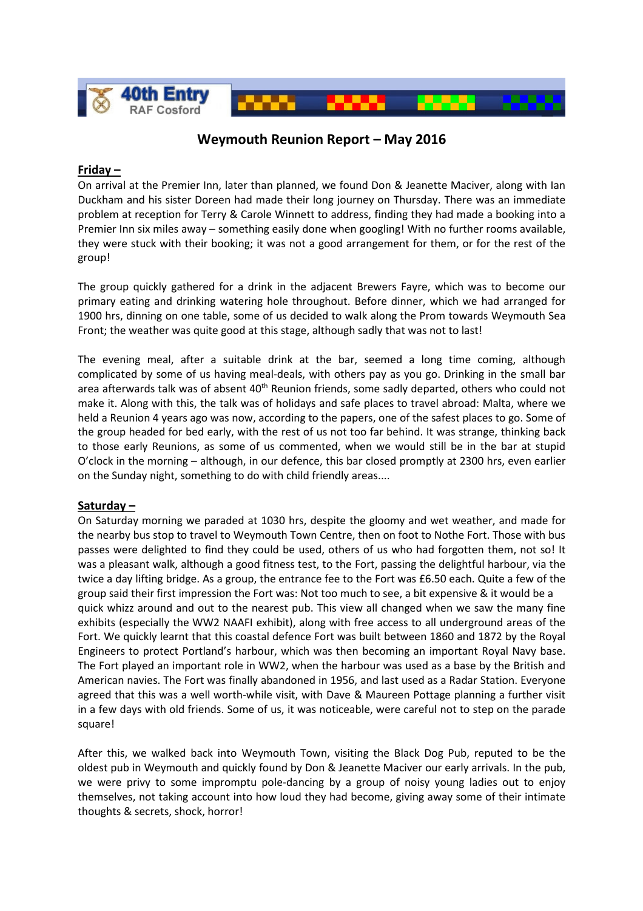40th Entry
RAF Cosford

# Weymouth Reunion Report – May 2016

**Friday –**

On arrival at the Premier Inn, later than planned, we found Don & Jeanette Maciver, along with Ian Duckham and his sister Doreen had made their long journey on Thursday. There was an immediate problem at reception for Terry & Carole Winnett to address, finding they had made a booking into a Premier Inn six miles away – something easily done when googling! With no further rooms available, they were stuck with their booking; it was not a good arrangement for them, or for the rest of the group!

The group quickly gathered for a drink in the adjacent Brewers Fayre, which was to become our primary eating and drinking watering hole throughout. Before dinner, which we had arranged for 1900 hrs, dinning on one table, some of us decided to walk along the Prom towards Weymouth Sea Front; the weather was quite good at this stage, although sadly that was not to last!

The evening meal, after a suitable drink at the bar, seemed a long time coming, although complicated by some of us having meal-deals, with others pay as you go. Drinking in the small bar area afterwards talk was of absent 40th Reunion friends, some sadly departed, others who could not make it. Along with this, the talk was of holidays and safe places to travel abroad: Malta, where we held a Reunion 4 years ago was now, according to the papers, one of the safest places to go. Some of the group headed for bed early, with the rest of us not too far behind. It was strange, thinking back to those early Reunions, as some of us commented, when we would still be in the bar at stupid O'clock in the morning – although, in our defence, this bar closed promptly at 2300 hrs, even earlier on the Sunday night, something to do with child friendly areas....

**Saturday –**

On Saturday morning we paraded at 1030 hrs, despite the gloomy and wet weather, and made for the nearby bus stop to travel to Weymouth Town Centre, then on foot to Nothe Fort. Those with bus passes were delighted to find they could be used, others of us who had forgotten them, not so! It was a pleasant walk, although a good fitness test, to the Fort, passing the delightful harbour, via the twice a day lifting bridge. As a group, the entrance fee to the Fort was £6.50 each. Quite a few of the group said their first impression the Fort was: Not too much to see, a bit expensive & it would be a quick whizz around and out to the nearest pub. This view all changed when we saw the many fine exhibits (especially the WW2 NAAFI exhibit), along with free access to all underground areas of the Fort. We quickly learnt that this coastal defence Fort was built between 1860 and 1872 by the Royal Engineers to protect Portland's harbour, which was then becoming an important Royal Navy base. The Fort played an important role in WW2, when the harbour was used as a base by the British and American navies. The Fort was finally abandoned in 1956, and last used as a Radar Station. Everyone agreed that this was a well worth-while visit, with Dave & Maureen Pottage planning a further visit in a few days with old friends. Some of us, it was noticeable, were careful not to step on the parade square!

After this, we walked back into Weymouth Town, visiting the Black Dog Pub, reputed to be the oldest pub in Weymouth and quickly found by Don & Jeanette Maciver our early arrivals. In the pub, we were privy to some impromptu pole-dancing by a group of noisy young ladies out to enjoy themselves, not taking account into how loud they had become, giving away some of their intimate thoughts & secrets, shock, horror!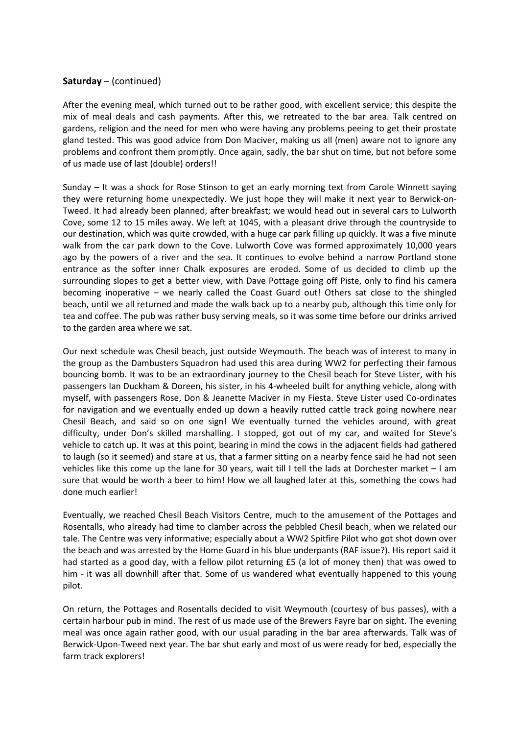**Saturday** – (continued)

After the evening meal, which turned out to be rather good, with excellent service; this despite the mix of meal deals and cash payments. After this, we retreated to the bar area. Talk centred on gardens, religion and the need for men who were having any problems peeing to get their prostate gland tested. This was good advice from Don Maciver, making us all (men) aware not to ignore any problems and confront them promptly. Once again, sadly, the bar shut on time, but not before some of us made use of last (double) orders!!

Sunday – It was a shock for Rose Stinson to get an early morning text from Carole Winnett saying they were returning home unexpectedly. We just hope they will make it next year to Berwick-on-Tweed. It had already been planned, after breakfast; we would head out in several cars to Lulworth Cove, some 12 to 15 miles away. We left at 1045, with a pleasant drive through the countryside to our destination, which was quite crowded, with a huge car park filling up quickly. It was a five minute walk from the car park down to the Cove. Lulworth Cove was formed approximately 10,000 years ago by the powers of a river and the sea. It continues to evolve behind a narrow Portland stone entrance as the softer inner Chalk exposures are eroded. Some of us decided to climb up the surrounding slopes to get a better view, with Dave Pottage going off Piste, only to find his camera becoming inoperative – we nearly called the Coast Guard out! Others sat close to the shingled beach, until we all returned and made the walk back up to a nearby pub, although this time only for tea and coffee. The pub was rather busy serving meals, so it was some time before our drinks arrived to the garden area where we sat.

Our next schedule was Chesil beach, just outside Weymouth. The beach was of interest to many in the group as the Dambusters Squadron had used this area during WW2 for perfecting their famous bouncing bomb. It was to be an extraordinary journey to the Chesil beach for Steve Lister, with his passengers Ian Duckham & Doreen, his sister, in his 4-wheeled built for anything vehicle, along with myself, with passengers Rose, Don & Jeanette Maciver in my Fiesta. Steve Lister used Co-ordinates for navigation and we eventually ended up down a heavily rutted cattle track going nowhere near Chesil Beach, and said so on one sign! We eventually turned the vehicles around, with great difficulty, under Don's skilled marshalling. I stopped, got out of my car, and waited for Steve's vehicle to catch up. It was at this point, bearing in mind the cows in the adjacent fields had gathered to laugh (so it seemed) and stare at us, that a farmer sitting on a nearby fence said he had not seen vehicles like this come up the lane for 30 years, wait till I tell the lads at Dorchester market – I am sure that would be worth a beer to him! How we all laughed later at this, something the cows had done much earlier!

Eventually, we reached Chesil Beach Visitors Centre, much to the amusement of the Pottages and Rosentalls, who already had time to clamber across the pebbled Chesil beach, when we related our tale. The Centre was very informative; especially about a WW2 Spitfire Pilot who got shot down over the beach and was arrested by the Home Guard in his blue underpants (RAF issue?). His report said it had started as a good day, with a fellow pilot returning £5 (a lot of money then) that was owed to him - it was all downhill after that. Some of us wandered what eventually happened to this young pilot.

On return, the Pottages and Rosentalls decided to visit Weymouth (courtesy of bus passes), with a certain harbour pub in mind. The rest of us made use of the Brewers Fayre bar on sight. The evening meal was once again rather good, with our usual parading in the bar area afterwards. Talk was of Berwick-Upon-Tweed next year. The bar shut early and most of us were ready for bed, especially the farm track explorers!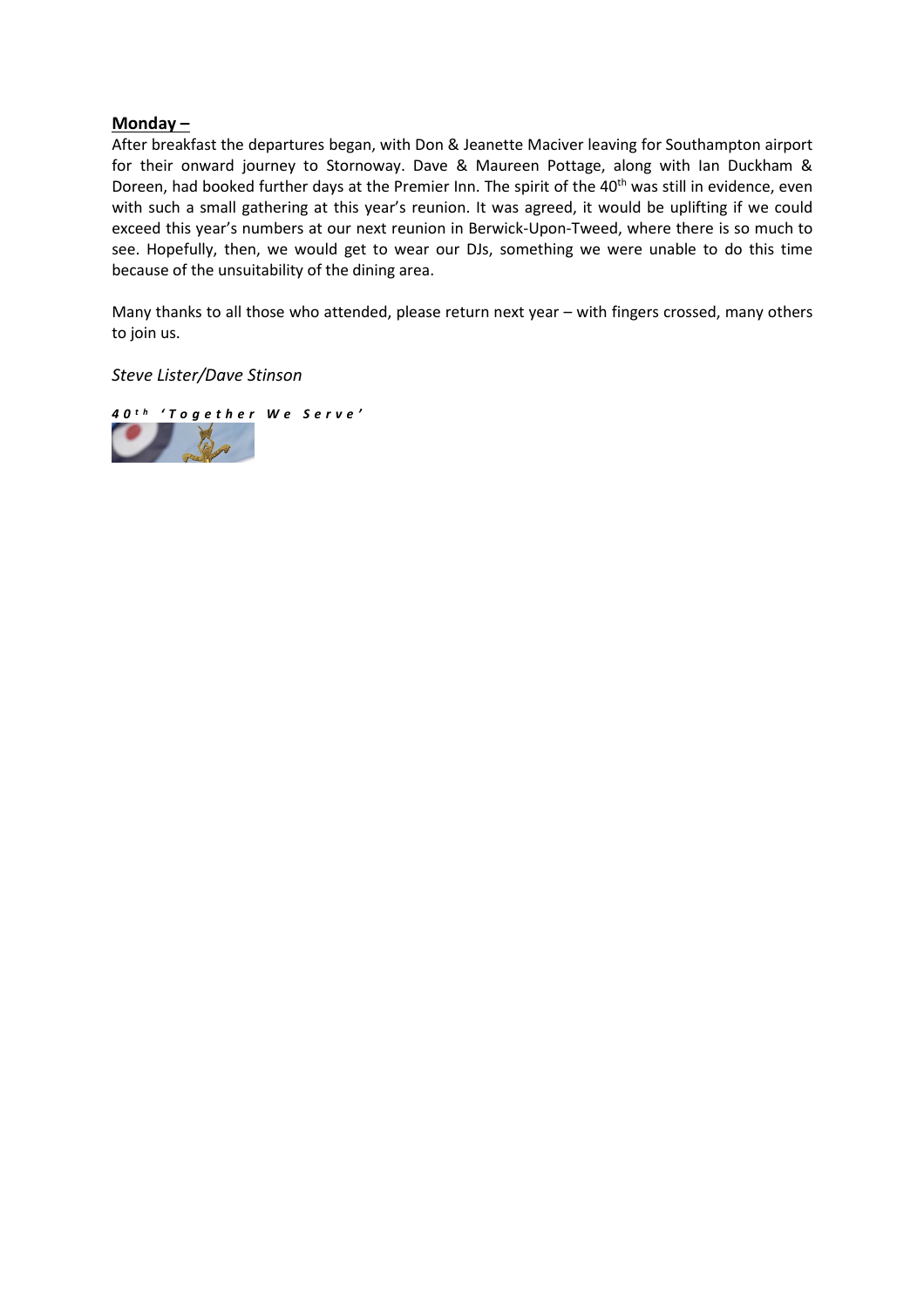**Monday –**

After breakfast the departures began, with Don & Jeanette Maciver leaving for Southampton airport for their onward journey to Stornoway. Dave & Maureen Pottage, along with Ian Duckham & Doreen, had booked further days at the Premier Inn. The spirit of the 40th was still in evidence, even with such a small gathering at this year's reunion. It was agreed, it would be uplifting if we could exceed this year's numbers at our next reunion in Berwick-Upon-Tweed, where there is so much to see. Hopefully, then, we would get to wear our DJs, something we were unable to do this time because of the unsuitability of the dining area.

Many thanks to all those who attended, please return next year – with fingers crossed, many others to join us.

*Steve Lister/Dave Stinson*

***40th 'Together We Serve'***